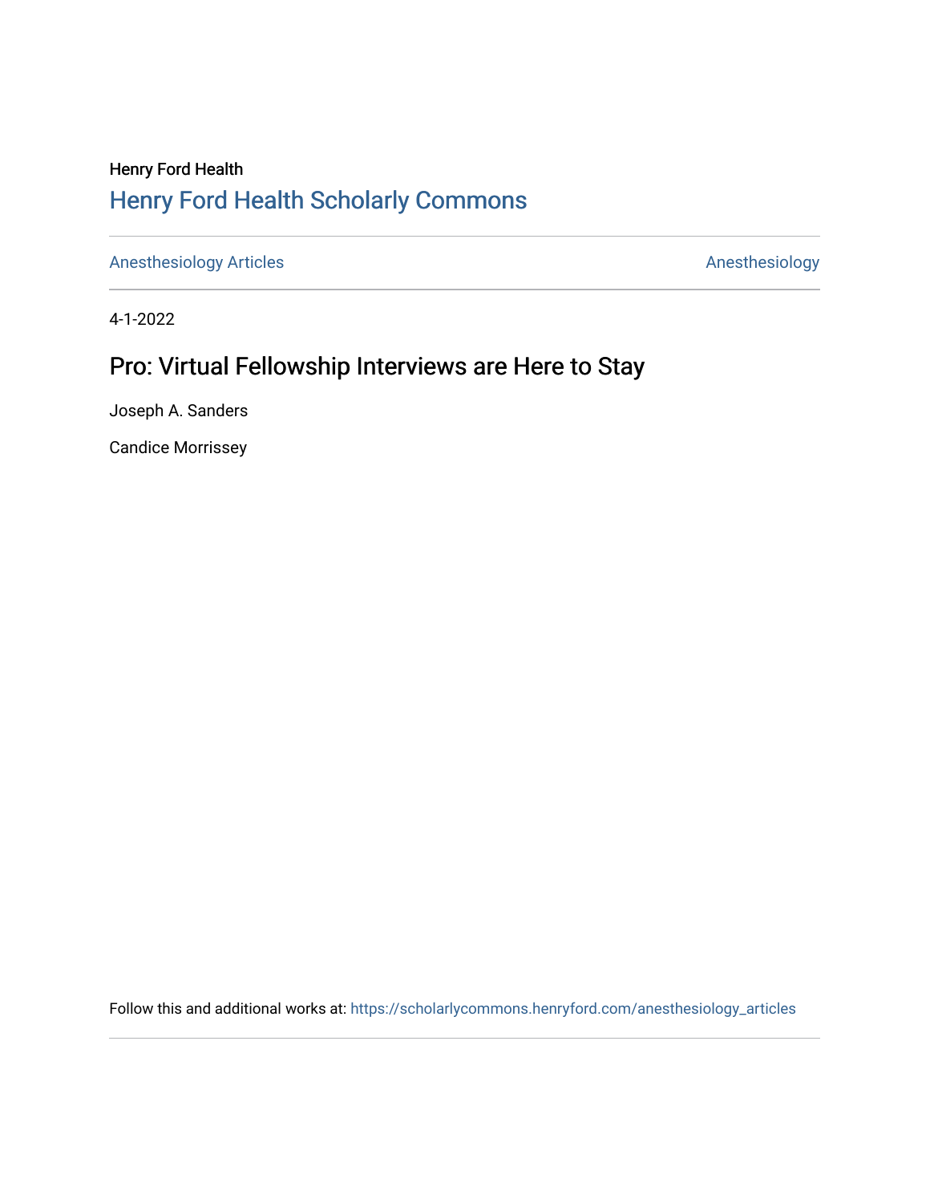Henry Ford Health

# Henry Ford Health Scholarly Commons

Anesthesiology Articles | Anesthesiology

4-1-2022

## Pro: Virtual Fellowship Interviews are Here to Stay

Joseph A. Sanders

Candice Morrissey

Follow this and additional works at: https://scholarlycommons.henryford.com/anesthesiology_articles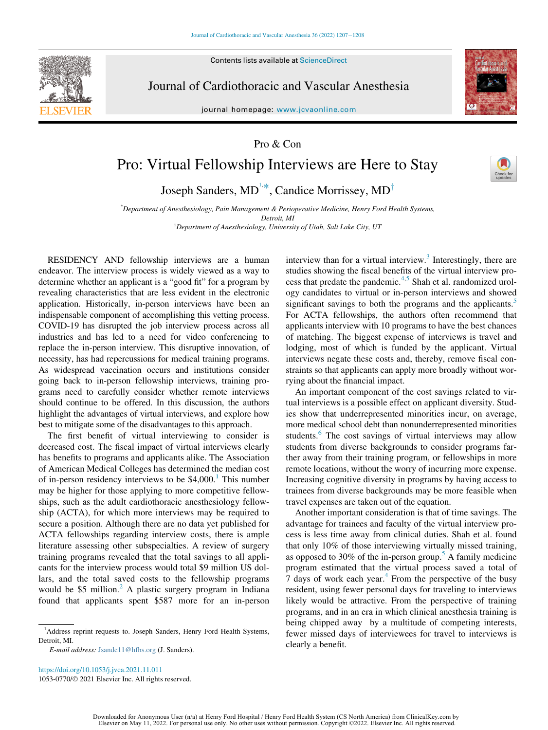Pro & Con

# Pro: Virtual Fellowship Interviews are Here to Stay

Joseph Sanders, MD[1,*], Candice Morrissey, MD[†]

[*]Department of Anesthesiology, Pain Management & Perioperative Medicine, Henry Ford Health Systems, Detroit, MI

[†]Department of Anesthesiology, University of Utah, Salt Lake City, UT

RESIDENCY AND fellowship interviews are a human endeavor. The interview process is widely viewed as a way to determine whether an applicant is a "good fit" for a program by revealing characteristics that are less evident in the electronic application. Historically, in-person interviews have been an indispensable component of accomplishing this vetting process. COVID-19 has disrupted the job interview process across all industries and has led to a need for video conferencing to replace the in-person interview. This disruptive innovation, of necessity, has had repercussions for medical training programs. As widespread vaccination occurs and institutions consider going back to in-person fellowship interviews, training programs need to carefully consider whether remote interviews should continue to be offered. In this discussion, the authors highlight the advantages of virtual interviews, and explore how best to mitigate some of the disadvantages to this approach.

The first benefit of virtual interviewing to consider is decreased cost. The fiscal impact of virtual interviews clearly has benefits to programs and applicants alike. The Association of American Medical Colleges has determined the median cost of in-person residency interviews to be $4,000.[1] This number may be higher for those applying to more competitive fellowships, such as the adult cardiothoracic anesthesiology fellowship (ACTA), for which more interviews may be required to secure a position. Although there are no data yet published for ACTA fellowships regarding interview costs, there is ample literature assessing other subspecialties. A review of surgery training programs revealed that the total savings to all applicants for the interview process would total $9 million US dollars, and the total saved costs to the fellowship programs would be $5 million.[2] A plastic surgery program in Indiana found that applicants spent $587 more for an in-person interview than for a virtual interview.[3] Interestingly, there are studies showing the fiscal benefits of the virtual interview process that predate the pandemic.[4,5] Shah et al. randomized urology candidates to virtual or in-person interviews and showed significant savings to both the programs and the applicants.[5] For ACTA fellowships, the authors often recommend that applicants interview with 10 programs to have the best chances of matching. The biggest expense of interviews is travel and lodging, most of which is funded by the applicant. Virtual interviews negate these costs and, thereby, remove fiscal constraints so that applicants can apply more broadly without worrying about the financial impact.

An important component of the cost savings related to virtual interviews is a possible effect on applicant diversity. Studies show that underrepresented minorities incur, on average, more medical school debt than nonunderrepresented minorities students.[6] The cost savings of virtual interviews may allow students from diverse backgrounds to consider programs farther away from their training program, or fellowships in more remote locations, without the worry of incurring more expense. Increasing cognitive diversity in programs by having access to trainees from diverse backgrounds may be more feasible when travel expenses are taken out of the equation.

Another important consideration is that of time savings. The advantage for trainees and faculty of the virtual interview process is less time away from clinical duties. Shah et al. found that only 10% of those interviewing virtually missed training, as opposed to 30% of the in-person group.[5] A family medicine program estimated that the virtual process saved a total of 7 days of work each year.[4] From the perspective of the busy resident, using fewer personal days for traveling to interviews likely would be attractive. From the perspective of training programs, and in an era in which clinical anesthesia training is being chipped away by a multitude of competing interests, fewer missed days of interviewees for travel to interviews is clearly a benefit.

[1]Address reprint requests to. Joseph Sanders, Henry Ford Health Systems, Detroit, MI.

*E-mail address:* Jsande11@hfhs.org (J. Sanders).

https://doi.org/10.1053/j.jvca.2021.11.011
1053-0770/© 2021 Elsevier Inc. All rights reserved.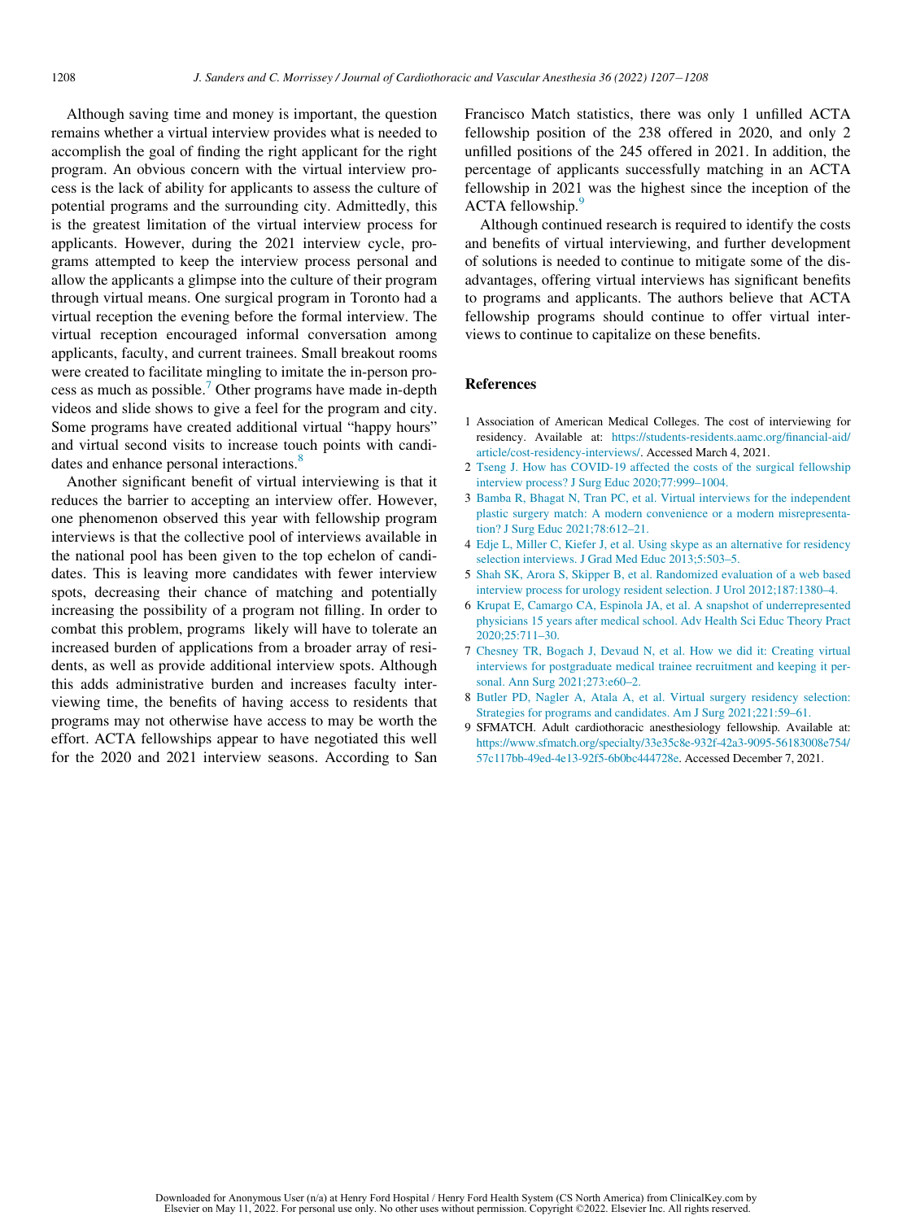Although saving time and money is important, the question remains whether a virtual interview provides what is needed to accomplish the goal of finding the right applicant for the right program. An obvious concern with the virtual interview process is the lack of ability for applicants to assess the culture of potential programs and the surrounding city. Admittedly, this is the greatest limitation of the virtual interview process for applicants. However, during the 2021 interview cycle, programs attempted to keep the interview process personal and allow the applicants a glimpse into the culture of their program through virtual means. One surgical program in Toronto had a virtual reception the evening before the formal interview. The virtual reception encouraged informal conversation among applicants, faculty, and current trainees. Small breakout rooms were created to facilitate mingling to imitate the in-person process as much as possible.[7] Other programs have made in-depth videos and slide shows to give a feel for the program and city. Some programs have created additional virtual "happy hours" and virtual second visits to increase touch points with candidates and enhance personal interactions.[8]

Another significant benefit of virtual interviewing is that it reduces the barrier to accepting an interview offer. However, one phenomenon observed this year with fellowship program interviews is that the collective pool of interviews available in the national pool has been given to the top echelon of candidates. This is leaving more candidates with fewer interview spots, decreasing their chance of matching and potentially increasing the possibility of a program not filling. In order to combat this problem, programs likely will have to tolerate an increased burden of applications from a broader array of residents, as well as provide additional interview spots. Although this adds administrative burden and increases faculty interviewing time, the benefits of having access to residents that programs may not otherwise have access to may be worth the effort. ACTA fellowships appear to have negotiated this well for the 2020 and 2021 interview seasons. According to San Francisco Match statistics, there was only 1 unfilled ACTA fellowship position of the 238 offered in 2020, and only 2 unfilled positions of the 245 offered in 2021. In addition, the percentage of applicants successfully matching in an ACTA fellowship in 2021 was the highest since the inception of the ACTA fellowship.[9]

Although continued research is required to identify the costs and benefits of virtual interviewing, and further development of solutions is needed to continue to mitigate some of the disadvantages, offering virtual interviews has significant benefits to programs and applicants. The authors believe that ACTA fellowship programs should continue to offer virtual interviews to continue to capitalize on these benefits.

## References

1 Association of American Medical Colleges. The cost of interviewing for residency. Available at: https://students-residents.aamc.org/financial-aid/article/cost-residency-interviews/. Accessed March 4, 2021.

2 Tseng J. How has COVID-19 affected the costs of the surgical fellowship interview process? J Surg Educ 2020;77:999–1004.

3 Bamba R, Bhagat N, Tran PC, et al. Virtual interviews for the independent plastic surgery match: A modern convenience or a modern misrepresentation? J Surg Educ 2021;78:612–21.

4 Edje L, Miller C, Kiefer J, et al. Using skype as an alternative for residency selection interviews. J Grad Med Educ 2013;5:503–5.

5 Shah SK, Arora S, Skipper B, et al. Randomized evaluation of a web based interview process for urology resident selection. J Urol 2012;187:1380–4.

6 Krupat E, Camargo CA, Espinola JA, et al. A snapshot of underrepresented physicians 15 years after medical school. Adv Health Sci Educ Theory Pract 2020;25:711–30.

7 Chesney TR, Bogach J, Devaud N, et al. How we did it: Creating virtual interviews for postgraduate medical trainee recruitment and keeping it personal. Ann Surg 2021;273:e60–2.

8 Butler PD, Nagler A, Atala A, et al. Virtual surgery residency selection: Strategies for programs and candidates. Am J Surg 2021;221:59–61.

9 SFMATCH. Adult cardiothoracic anesthesiology fellowship. Available at: https://www.sfmatch.org/specialty/33e35c8e-932f-42a3-9095-56183008e754/57c117bb-49ed-4e13-92f5-6b0bc444728e. Accessed December 7, 2021.